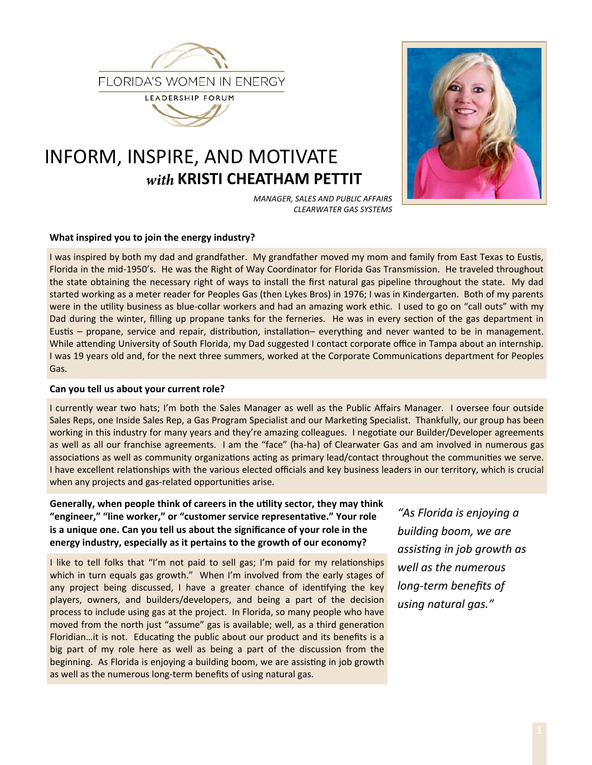FLORIDA'S WOMEN IN ENERGY

LEADERSHIP FORUM

# INFORM, INSPIRE, AND MOTIVATE *with* KRISTI CHEATHAM PETTIT

*MANAGER, SALES AND PUBLIC AFFAIRS*
*CLEARWATER GAS SYSTEMS*

**What inspired you to join the energy industry?**

I was inspired by both my dad and grandfather. My grandfather moved my mom and family from East Texas to Eustis, Florida in the mid-1950's. He was the Right of Way Coordinator for Florida Gas Transmission. He traveled throughout the state obtaining the necessary right of ways to install the first natural gas pipeline throughout the state. My dad started working as a meter reader for Peoples Gas (then Lykes Bros) in 1976; I was in Kindergarten. Both of my parents were in the utility business as blue-collar workers and had an amazing work ethic. I used to go on "call outs" with my Dad during the winter, filling up propane tanks for the ferneries. He was in every section of the gas department in Eustis – propane, service and repair, distribution, installation– everything and never wanted to be in management. While attending University of South Florida, my Dad suggested I contact corporate office in Tampa about an internship. I was 19 years old and, for the next three summers, worked at the Corporate Communications department for Peoples Gas.

**Can you tell us about your current role?**

I currently wear two hats; I'm both the Sales Manager as well as the Public Affairs Manager. I oversee four outside Sales Reps, one Inside Sales Rep, a Gas Program Specialist and our Marketing Specialist. Thankfully, our group has been working in this industry for many years and they're amazing colleagues. I negotiate our Builder/Developer agreements as well as all our franchise agreements. I am the "face" (ha-ha) of Clearwater Gas and am involved in numerous gas associations as well as community organizations acting as primary lead/contact throughout the communities we serve. I have excellent relationships with the various elected officials and key business leaders in our territory, which is crucial when any projects and gas-related opportunities arise.

**Generally, when people think of careers in the utility sector, they may think "engineer," "line worker," or "customer service representative." Your role is a unique one. Can you tell us about the significance of your role in the energy industry, especially as it pertains to the growth of our economy?**

I like to tell folks that "I'm not paid to sell gas; I'm paid for my relationships which in turn equals gas growth." When I'm involved from the early stages of any project being discussed, I have a greater chance of identifying the key players, owners, and builders/developers, and being a part of the decision process to include using gas at the project. In Florida, so many people who have moved from the north just "assume" gas is available; well, as a third generation Floridian…it is not. Educating the public about our product and its benefits is a big part of my role here as well as being a part of the discussion from the beginning. As Florida is enjoying a building boom, we are assisting in job growth as well as the numerous long-term benefits of using natural gas.

*"As Florida is enjoying a building boom, we are assisting in job growth as well as the numerous long-term benefits of using natural gas."*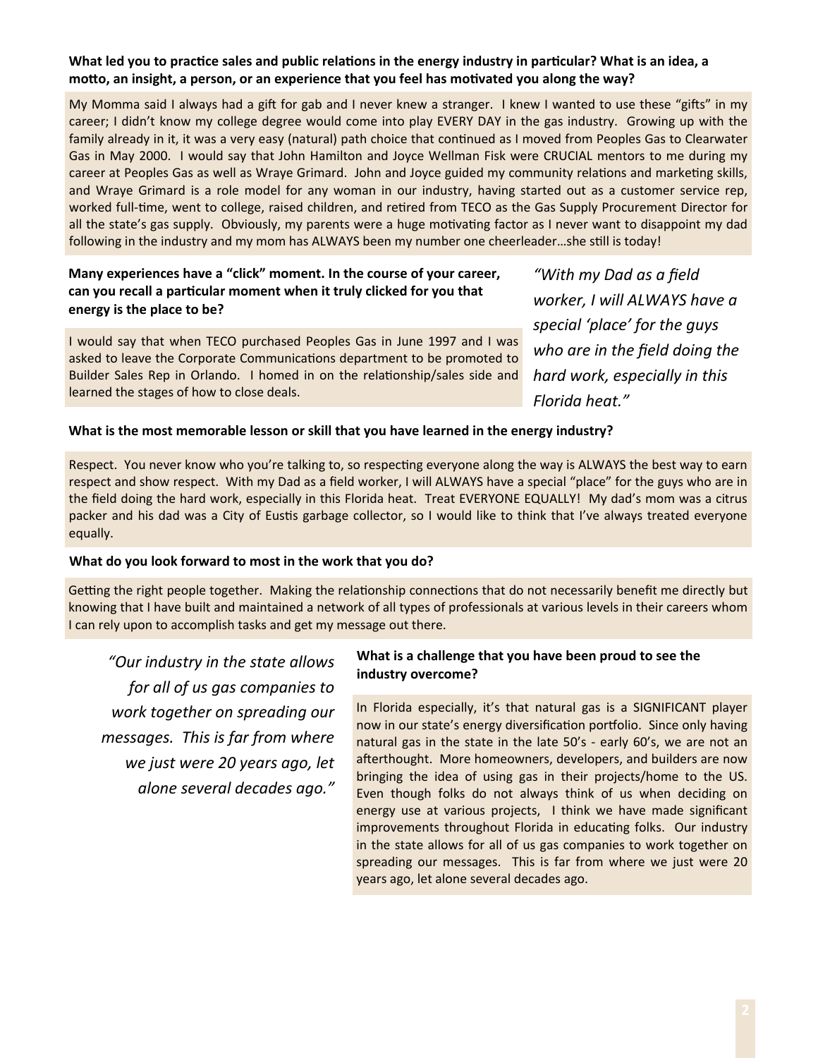**What led you to practice sales and public relations in the energy industry in particular? What is an idea, a motto, an insight, a person, or an experience that you feel has motivated you along the way?**

My Momma said I always had a gift for gab and I never knew a stranger. I knew I wanted to use these "gifts" in my career; I didn't know my college degree would come into play EVERY DAY in the gas industry. Growing up with the family already in it, it was a very easy (natural) path choice that continued as I moved from Peoples Gas to Clearwater Gas in May 2000. I would say that John Hamilton and Joyce Wellman Fisk were CRUCIAL mentors to me during my career at Peoples Gas as well as Wraye Grimard. John and Joyce guided my community relations and marketing skills, and Wraye Grimard is a role model for any woman in our industry, having started out as a customer service rep, worked full-time, went to college, raised children, and retired from TECO as the Gas Supply Procurement Director for all the state's gas supply. Obviously, my parents were a huge motivating factor as I never want to disappoint my dad following in the industry and my mom has ALWAYS been my number one cheerleader…she still is today!

**Many experiences have a "click" moment. In the course of your career, can you recall a particular moment when it truly clicked for you that energy is the place to be?**

I would say that when TECO purchased Peoples Gas in June 1997 and I was asked to leave the Corporate Communications department to be promoted to Builder Sales Rep in Orlando. I homed in on the relationship/sales side and learned the stages of how to close deals.

*"With my Dad as a field worker, I will ALWAYS have a special 'place' for the guys who are in the field doing the hard work, especially in this Florida heat."*

**What is the most memorable lesson or skill that you have learned in the energy industry?**

Respect. You never know who you're talking to, so respecting everyone along the way is ALWAYS the best way to earn respect and show respect. With my Dad as a field worker, I will ALWAYS have a special "place" for the guys who are in the field doing the hard work, especially in this Florida heat. Treat EVERYONE EQUALLY! My dad's mom was a citrus packer and his dad was a City of Eustis garbage collector, so I would like to think that I've always treated everyone equally.

**What do you look forward to most in the work that you do?**

Getting the right people together. Making the relationship connections that do not necessarily benefit me directly but knowing that I have built and maintained a network of all types of professionals at various levels in their careers whom I can rely upon to accomplish tasks and get my message out there.

*"Our industry in the state allows for all of us gas companies to work together on spreading our messages. This is far from where we just were 20 years ago, let alone several decades ago."*

**What is a challenge that you have been proud to see the industry overcome?**

In Florida especially, it's that natural gas is a SIGNIFICANT player now in our state's energy diversification portfolio. Since only having natural gas in the state in the late 50's - early 60's, we are not an afterthought. More homeowners, developers, and builders are now bringing the idea of using gas in their projects/home to the US. Even though folks do not always think of us when deciding on energy use at various projects, I think we have made significant improvements throughout Florida in educating folks. Our industry in the state allows for all of us gas companies to work together on spreading our messages. This is far from where we just were 20 years ago, let alone several decades ago.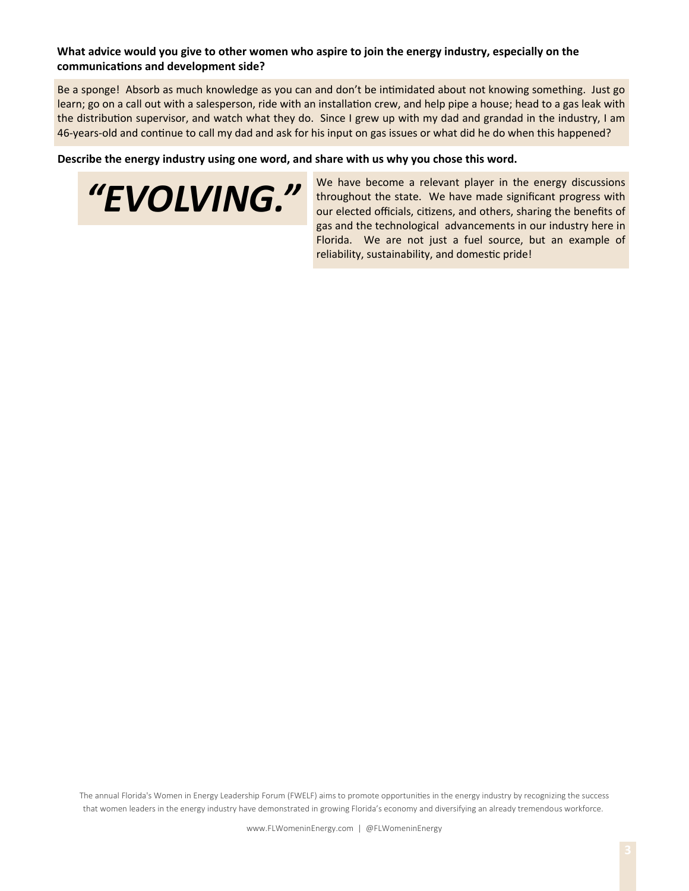**What advice would you give to other women who aspire to join the energy industry, especially on the communications and development side?**

Be a sponge! Absorb as much knowledge as you can and don't be intimidated about not knowing something. Just go learn; go on a call out with a salesperson, ride with an installation crew, and help pipe a house; head to a gas leak with the distribution supervisor, and watch what they do. Since I grew up with my dad and grandad in the industry, I am 46-years-old and continue to call my dad and ask for his input on gas issues or what did he do when this happened?

**Describe the energy industry using one word, and share with us why you chose this word.**

***"EVOLVING."***

We have become a relevant player in the energy discussions throughout the state. We have made significant progress with our elected officials, citizens, and others, sharing the benefits of gas and the technological advancements in our industry here in Florida. We are not just a fuel source, but an example of reliability, sustainability, and domestic pride!

The annual Florida's Women in Energy Leadership Forum (FWELF) aims to promote opportunities in the energy industry by recognizing the success that women leaders in the energy industry have demonstrated in growing Florida's economy and diversifying an already tremendous workforce.

www.FLWomeninEnergy.com | @FLWomeninEnergy